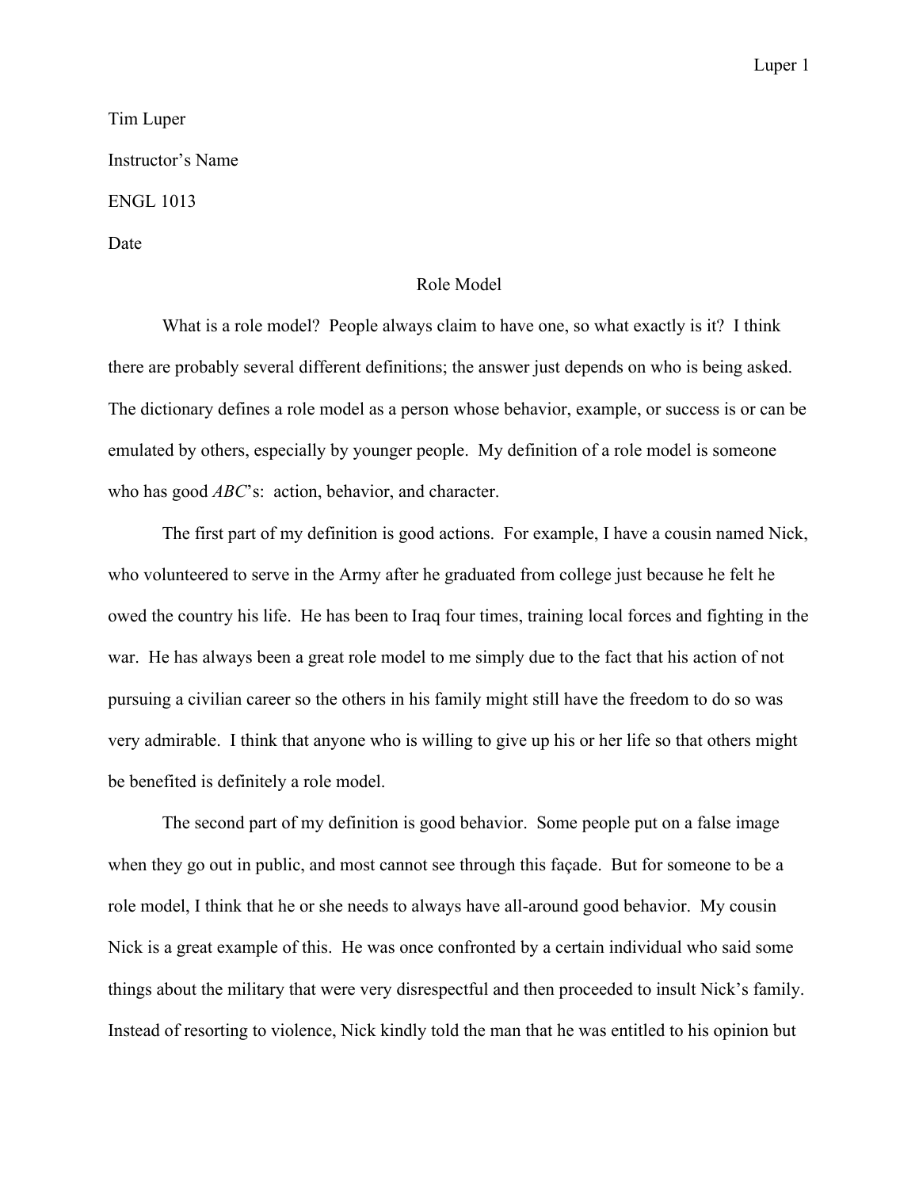Tim Luper

Instructor's Name

ENGL 1013

Date

# Role Model

What is a role model? People always claim to have one, so what exactly is it? I think there are probably several different definitions; the answer just depends on who is being asked. The dictionary defines a role model as a person whose behavior, example, or success is or can be emulated by others, especially by younger people. My definition of a role model is someone who has good *ABC*'s: action, behavior, and character.

The first part of my definition is good actions. For example, I have a cousin named Nick, who volunteered to serve in the Army after he graduated from college just because he felt he owed the country his life. He has been to Iraq four times, training local forces and fighting in the war. He has always been a great role model to me simply due to the fact that his action of not pursuing a civilian career so the others in his family might still have the freedom to do so was very admirable. I think that anyone who is willing to give up his or her life so that others might be benefited is definitely a role model.

The second part of my definition is good behavior. Some people put on a false image when they go out in public, and most cannot see through this façade. But for someone to be a role model, I think that he or she needs to always have all-around good behavior. My cousin Nick is a great example of this. He was once confronted by a certain individual who said some things about the military that were very disrespectful and then proceeded to insult Nick's family. Instead of resorting to violence, Nick kindly told the man that he was entitled to his opinion but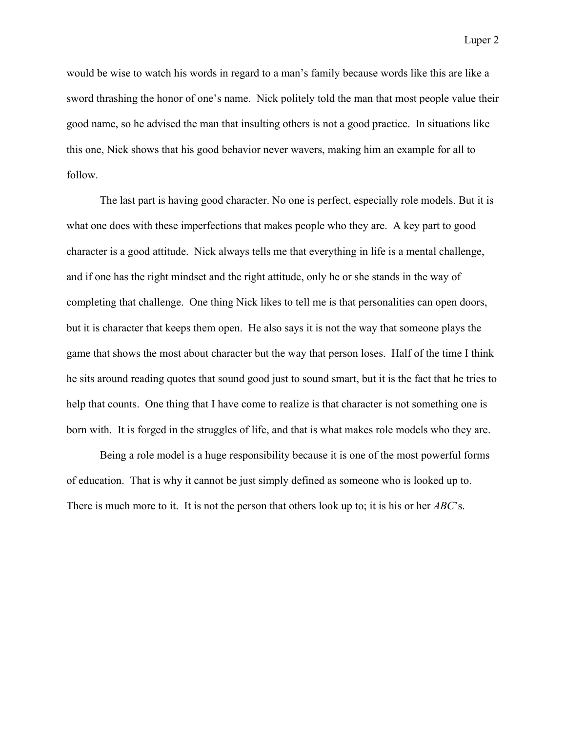would be wise to watch his words in regard to a man's family because words like this are like a sword thrashing the honor of one's name. Nick politely told the man that most people value their good name, so he advised the man that insulting others is not a good practice. In situations like this one, Nick shows that his good behavior never wavers, making him an example for all to follow.

The last part is having good character. No one is perfect, especially role models. But it is what one does with these imperfections that makes people who they are. A key part to good character is a good attitude. Nick always tells me that everything in life is a mental challenge, and if one has the right mindset and the right attitude, only he or she stands in the way of completing that challenge. One thing Nick likes to tell me is that personalities can open doors, but it is character that keeps them open. He also says it is not the way that someone plays the game that shows the most about character but the way that person loses. Half of the time I think he sits around reading quotes that sound good just to sound smart, but it is the fact that he tries to help that counts. One thing that I have come to realize is that character is not something one is born with. It is forged in the struggles of life, and that is what makes role models who they are.

Being a role model is a huge responsibility because it is one of the most powerful forms of education. That is why it cannot be just simply defined as someone who is looked up to. There is much more to it. It is not the person that others look up to; it is his or her *ABC*'s.